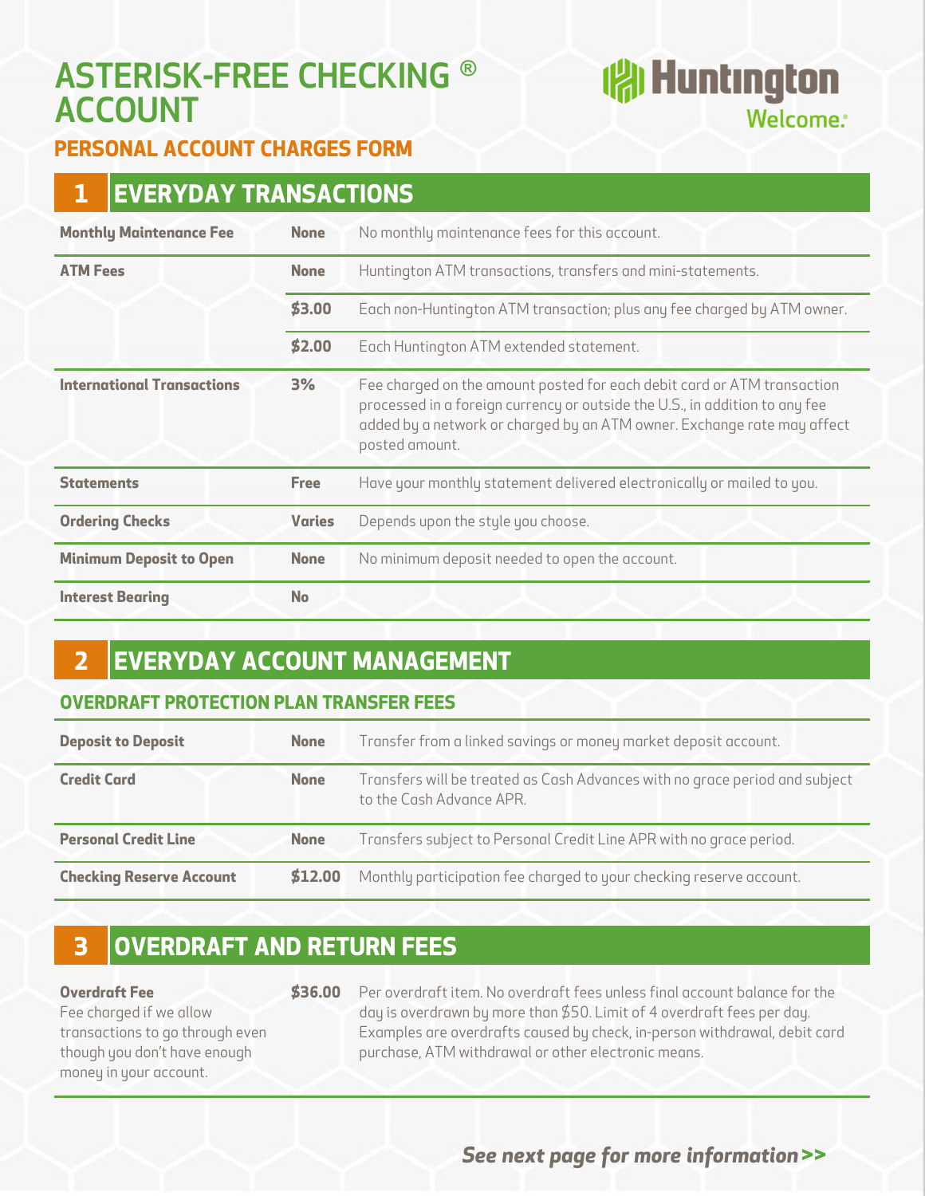# ASTERISK-FREE CHECKING ® ACCOUNT

Huntington Welcome.®

## PERSONAL ACCOUNT CHARGES FORM

## 1 EVERYDAY TRANSACTIONS

| | | |
|---|---|---|
| **Monthly Maintenance Fee** | **None** | No monthly maintenance fees for this account. |
| **ATM Fees** | **None** | Huntington ATM transactions, transfers and mini-statements. |
| | **$3.00** | Each non-Huntington ATM transaction; plus any fee charged by ATM owner. |
| | **$2.00** | Each Huntington ATM extended statement. |
| **International Transactions** | **3%** | Fee charged on the amount posted for each debit card or ATM transaction processed in a foreign currency or outside the U.S., in addition to any fee added by a network or charged by an ATM owner. Exchange rate may affect posted amount. |
| **Statements** | **Free** | Have your monthly statement delivered electronically or mailed to you. |
| **Ordering Checks** | **Varies** | Depends upon the style you choose. |
| **Minimum Deposit to Open** | **None** | No minimum deposit needed to open the account. |
| **Interest Bearing** | **No** | |

## 2 EVERYDAY ACCOUNT MANAGEMENT

### OVERDRAFT PROTECTION PLAN TRANSFER FEES

| | | |
|---|---|---|
| **Deposit to Deposit** | **None** | Transfer from a linked savings or money market deposit account. |
| **Credit Card** | **None** | Transfers will be treated as Cash Advances with no grace period and subject to the Cash Advance APR. |
| **Personal Credit Line** | **None** | Transfers subject to Personal Credit Line APR with no grace period. |
| **Checking Reserve Account** | **$12.00** | Monthly participation fee charged to your checking reserve account. |

## 3 OVERDRAFT AND RETURN FEES

| | | |
|---|---|---|
| **Overdraft Fee**<br>Fee charged if we allow transactions to go through even though you don't have enough money in your account. | **$36.00** | Per overdraft item. No overdraft fees unless final account balance for the day is overdrawn by more than $50. Limit of 4 overdraft fees per day. Examples are overdrafts caused by check, in-person withdrawal, debit card purchase, ATM withdrawal or other electronic means. |

*See next page for more information>>*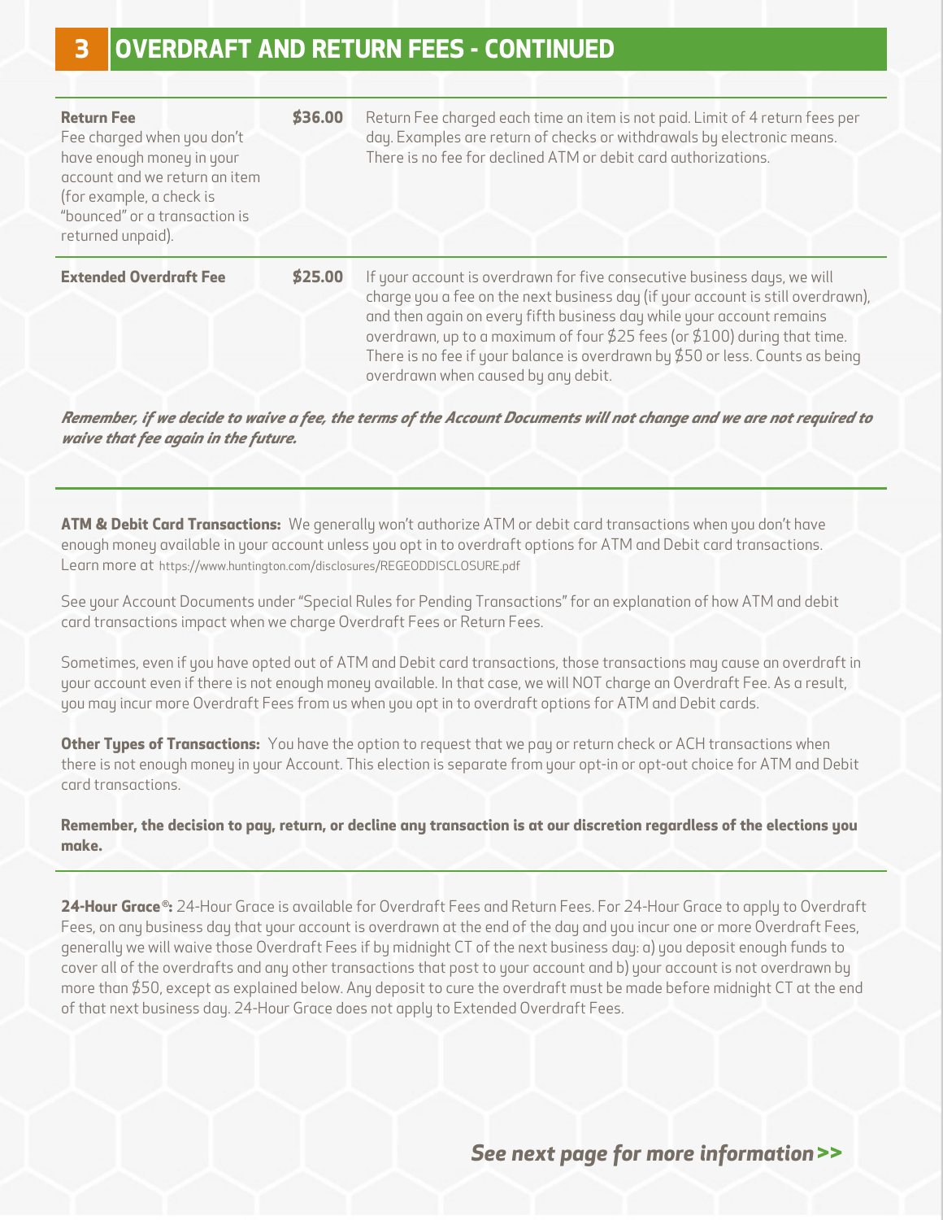## 3 OVERDRAFT AND RETURN FEES - CONTINUED

| | | |
|---|---|---|
| **Return Fee**<br>Fee charged when you don't have enough money in your account and we return an item (for example, a check is "bounced" or a transaction is returned unpaid). | **$36.00** | Return Fee charged each time an item is not paid. Limit of 4 return fees per day. Examples are return of checks or withdrawals by electronic means. There is no fee for declined ATM or debit card authorizations. |
| **Extended Overdraft Fee** | **$25.00** | If your account is overdrawn for five consecutive business days, we will charge you a fee on the next business day (if your account is still overdrawn), and then again on every fifth business day while your account remains overdrawn, up to a maximum of four $25 fees (or $100) during that time. There is no fee if your balance is overdrawn by $50 or less. Counts as being overdrawn when caused by any debit. |

***Remember, if we decide to waive a fee, the terms of the Account Documents will not change and we are not required to waive that fee again in the future.***

**ATM & Debit Card Transactions:** We generally won't authorize ATM or debit card transactions when you don't have enough money available in your account unless you opt in to overdraft options for ATM and Debit card transactions. Learn more at https://www.huntington.com/disclosures/REGEODDISCLOSURE.pdf

See your Account Documents under "Special Rules for Pending Transactions" for an explanation of how ATM and debit card transactions impact when we charge Overdraft Fees or Return Fees.

Sometimes, even if you have opted out of ATM and Debit card transactions, those transactions may cause an overdraft in your account even if there is not enough money available. In that case, we will NOT charge an Overdraft Fee. As a result, you may incur more Overdraft Fees from us when you opt in to overdraft options for ATM and Debit cards.

**Other Types of Transactions:** You have the option to request that we pay or return check or ACH transactions when there is not enough money in your Account. This election is separate from your opt-in or opt-out choice for ATM and Debit card transactions.

**Remember, the decision to pay, return, or decline any transaction is at our discretion regardless of the elections you make.**

**24-Hour Grace®:** 24-Hour Grace is available for Overdraft Fees and Return Fees. For 24-Hour Grace to apply to Overdraft Fees, on any business day that your account is overdrawn at the end of the day and you incur one or more Overdraft Fees, generally we will waive those Overdraft Fees if by midnight CT of the next business day: a) you deposit enough funds to cover all of the overdrafts and any other transactions that post to your account and b) your account is not overdrawn by more than $50, except as explained below. Any deposit to cure the overdraft must be made before midnight CT at the end of that next business day. 24-Hour Grace does not apply to Extended Overdraft Fees.

***See next page for more information>>***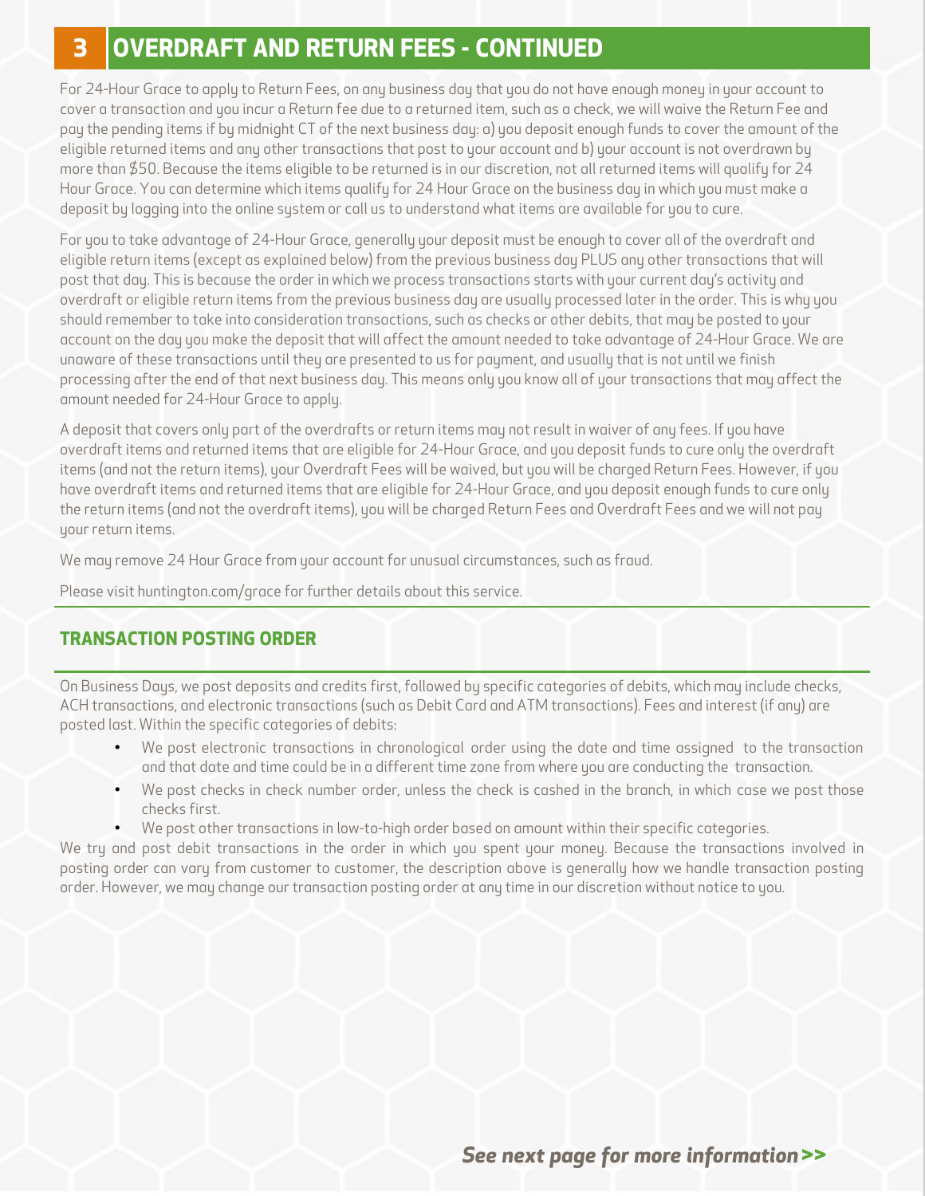## 3 OVERDRAFT AND RETURN FEES - CONTINUED

For 24-Hour Grace to apply to Return Fees, on any business day that you do not have enough money in your account to cover a transaction and you incur a Return fee due to a returned item, such as a check, we will waive the Return Fee and pay the pending items if by midnight CT of the next business day: a) you deposit enough funds to cover the amount of the eligible returned items and any other transactions that post to your account and b) your account is not overdrawn by more than $50. Because the items eligible to be returned is in our discretion, not all returned items will qualify for 24 Hour Grace. You can determine which items qualify for 24 Hour Grace on the business day in which you must make a deposit by logging into the online system or call us to understand what items are available for you to cure.

For you to take advantage of 24-Hour Grace, generally your deposit must be enough to cover all of the overdraft and eligible return items (except as explained below) from the previous business day PLUS any other transactions that will post that day. This is because the order in which we process transactions starts with your current day's activity and overdraft or eligible return items from the previous business day are usually processed later in the order. This is why you should remember to take into consideration transactions, such as checks or other debits, that may be posted to your account on the day you make the deposit that will affect the amount needed to take advantage of 24-Hour Grace. We are unaware of these transactions until they are presented to us for payment, and usually that is not until we finish processing after the end of that next business day. This means only you know all of your transactions that may affect the amount needed for 24-Hour Grace to apply.

A deposit that covers only part of the overdrafts or return items may not result in waiver of any fees. If you have overdraft items and returned items that are eligible for 24-Hour Grace, and you deposit funds to cure only the overdraft items (and not the return items), your Overdraft Fees will be waived, but you will be charged Return Fees. However, if you have overdraft items and returned items that are eligible for 24-Hour Grace, and you deposit enough funds to cure only the return items (and not the overdraft items), you will be charged Return Fees and Overdraft Fees and we will not pay your return items.

We may remove 24 Hour Grace from your account for unusual circumstances, such as fraud.

Please visit huntington.com/grace for further details about this service.

### TRANSACTION POSTING ORDER

On Business Days, we post deposits and credits first, followed by specific categories of debits, which may include checks, ACH transactions, and electronic transactions (such as Debit Card and ATM transactions). Fees and interest (if any) are posted last. Within the specific categories of debits:

- We post electronic transactions in chronological order using the date and time assigned to the transaction and that date and time could be in a different time zone from where you are conducting the transaction.
- We post checks in check number order, unless the check is cashed in the branch, in which case we post those checks first.
- We post other transactions in low-to-high order based on amount within their specific categories.

We try and post debit transactions in the order in which you spent your money. Because the transactions involved in posting order can vary from customer to customer, the description above is generally how we handle transaction posting order. However, we may change our transaction posting order at any time in our discretion without notice to you.

*See next page for more information>>*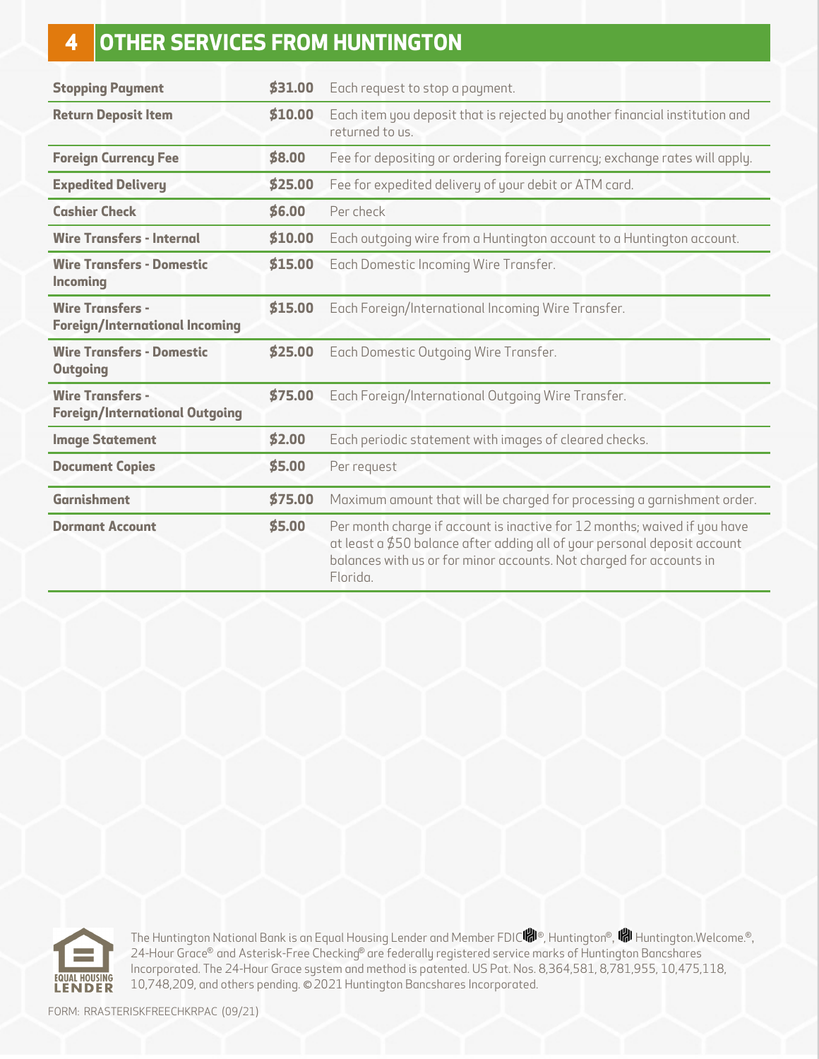## 4 OTHER SERVICES FROM HUNTINGTON

| | | |
|---|---|---|
| **Stopping Payment** | **$31.00** | Each request to stop a payment. |
| **Return Deposit Item** | **$10.00** | Each item you deposit that is rejected by another financial institution and returned to us. |
| **Foreign Currency Fee** | **$8.00** | Fee for depositing or ordering foreign currency; exchange rates will apply. |
| **Expedited Delivery** | **$25.00** | Fee for expedited delivery of your debit or ATM card. |
| **Cashier Check** | **$6.00** | Per check |
| **Wire Transfers - Internal** | **$10.00** | Each outgoing wire from a Huntington account to a Huntington account. |
| **Wire Transfers - Domestic Incoming** | **$15.00** | Each Domestic Incoming Wire Transfer. |
| **Wire Transfers - Foreign/International Incoming** | **$15.00** | Each Foreign/International Incoming Wire Transfer. |
| **Wire Transfers - Domestic Outgoing** | **$25.00** | Each Domestic Outgoing Wire Transfer. |
| **Wire Transfers - Foreign/International Outgoing** | **$75.00** | Each Foreign/International Outgoing Wire Transfer. |
| **Image Statement** | **$2.00** | Each periodic statement with images of cleared checks. |
| **Document Copies** | **$5.00** | Per request |
| **Garnishment** | **$75.00** | Maximum amount that will be charged for processing a garnishment order. |
| **Dormant Account** | **$5.00** | Per month charge if account is inactive for 12 months; waived if you have at least a $50 balance after adding all of your personal deposit account balances with us or for minor accounts. Not charged for accounts in Florida. |

EQUAL HOUSING LENDER

The Huntington National Bank is an Equal Housing Lender and Member FDIC®, Huntington®, Huntington.Welcome.®, 24-Hour Grace® and Asterisk-Free Checking® are federally registered service marks of Huntington Bancshares Incorporated. The 24-Hour Grace system and method is patented. US Pat. Nos. 8,364,581, 8,781,955, 10,475,118, 10,748,209, and others pending. © 2021 Huntington Bancshares Incorporated.

FORM: RRASTERISKFREECHKRPAC (09/21)